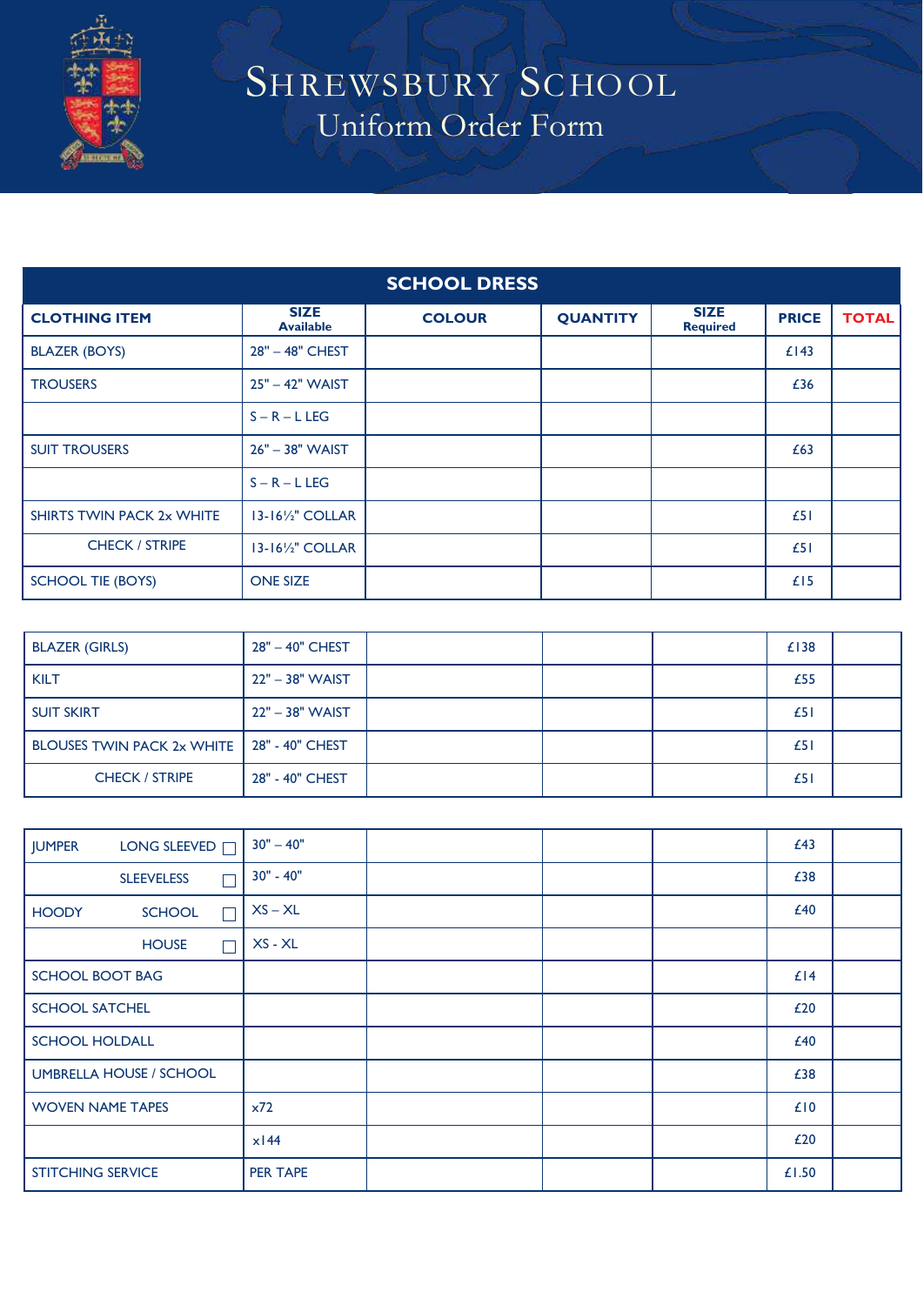# Shrewsbury School
## Uniform Order Form

| SCHOOL DRESS | | | | | | |
|---|---|---|---|---|---|---|
| **CLOTHING ITEM** | **SIZE Available** | **COLOUR** | **QUANTITY** | **SIZE Required** | **PRICE** | **TOTAL** |
| BLAZER (BOYS) | 28" – 48" CHEST | | | | £143 | |
| TROUSERS | 25" – 42" WAIST | | | | £36 | |
| | S – R – L LEG | | | | | |
| SUIT TROUSERS | 26" – 38" WAIST | | | | £63 | |
| | S – R – L LEG | | | | | |
| SHIRTS TWIN PACK 2x WHITE | 13-16½" COLLAR | | | | £51 | |
| CHECK / STRIPE | 13-16½" COLLAR | | | | £51 | |
| SCHOOL TIE (BOYS) | ONE SIZE | | | | £15 | |
| BLAZER (GIRLS) | 28" – 40" CHEST | | | | £138 | |
| KILT | 22" – 38" WAIST | | | | £55 | |
| SUIT SKIRT | 22" – 38" WAIST | | | | £51 | |
| BLOUSES TWIN PACK 2x WHITE | 28" - 40" CHEST | | | | £51 | |
| CHECK / STRIPE | 28" - 40" CHEST | | | | £51 | |
| JUMPER LONG SLEEVED ☐ | 30" – 40" | | | | £43 | |
| SLEEVELESS ☐ | 30" - 40" | | | | £38 | |
| HOODY SCHOOL ☐ | XS – XL | | | | £40 | |
| HOUSE ☐ | XS - XL | | | | | |
| SCHOOL BOOT BAG | | | | | £14 | |
| SCHOOL SATCHEL | | | | | £20 | |
| SCHOOL HOLDALL | | | | | £40 | |
| UMBRELLA HOUSE / SCHOOL | | | | | £38 | |
| WOVEN NAME TAPES | x72 | | | | £10 | |
| | x144 | | | | £20 | |
| STITCHING SERVICE | PER TAPE | | | | £1.50 | |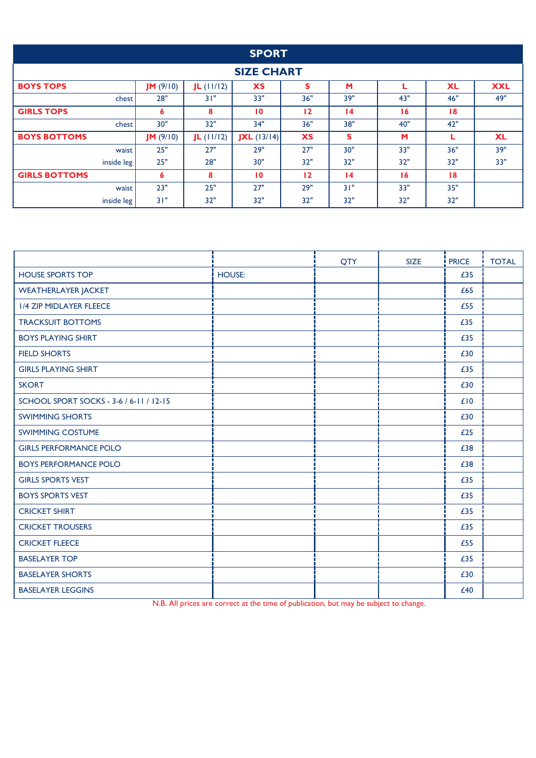# SPORT

## SIZE CHART

| | | | | | | | | |
|---|---|---|---|---|---|---|---|---|
| **BOYS TOPS** | **JM** (9/10) | **JL** (11/12) | **XS** | **S** | **M** | **L** | **XL** | **XXL** |
| chest | 28" | 31" | 33" | 36" | 39" | 43" | 46" | 49" |
| **GIRLS TOPS** | **6** | **8** | **10** | **12** | **14** | **16** | **18** | |
| chest | 30" | 32" | 34" | 36" | 38" | 40" | 42" | |
| **BOYS BOTTOMS** | **JM** (9/10) | **JL** (11/12) | **JXL** (13/14) | **XS** | **S** | **M** | **L** | **XL** |
| waist | 25" | 27" | 29" | 27" | 30" | 33" | 36" | 39" |
| inside leg | 25" | 28" | 30" | 32" | 32" | 32" | 32" | 33" |
| **GIRLS BOTTOMS** | **6** | **8** | **10** | **12** | **14** | **16** | **18** | |
| waist | 23" | 25" | 27" | 29" | 31" | 33" | 35" | |
| inside leg | 31" | 32" | 32" | 32" | 32" | 32" | 32" | |

| | | QTY | SIZE | PRICE | TOTAL |
|---|---|---|---|---|---|
| HOUSE SPORTS TOP | HOUSE: | | | £35 | |
| WEATHERLAYER JACKET | | | | £65 | |
| 1/4 ZIP MIDLAYER FLEECE | | | | £55 | |
| TRACKSUIT BOTTOMS | | | | £35 | |
| BOYS PLAYING SHIRT | | | | £35 | |
| FIELD SHORTS | | | | £30 | |
| GIRLS PLAYING SHIRT | | | | £35 | |
| SKORT | | | | £30 | |
| SCHOOL SPORT SOCKS - 3-6 / 6-11 / 12-15 | | | | £10 | |
| SWIMMING SHORTS | | | | £30 | |
| SWIMMING COSTUME | | | | £25 | |
| GIRLS PERFORMANCE POLO | | | | £38 | |
| BOYS PERFORMANCE POLO | | | | £38 | |
| GIRLS SPORTS VEST | | | | £35 | |
| BOYS SPORTS VEST | | | | £35 | |
| CRICKET SHIRT | | | | £35 | |
| CRICKET TROUSERS | | | | £35 | |
| CRICKET FLEECE | | | | £55 | |
| BASELAYER TOP | | | | £35 | |
| BASELAYER SHORTS | | | | £30 | |
| BASELAYER LEGGINS | | | | £40 | |

N.B. All prices are correct at the time of publication, but may be subject to change.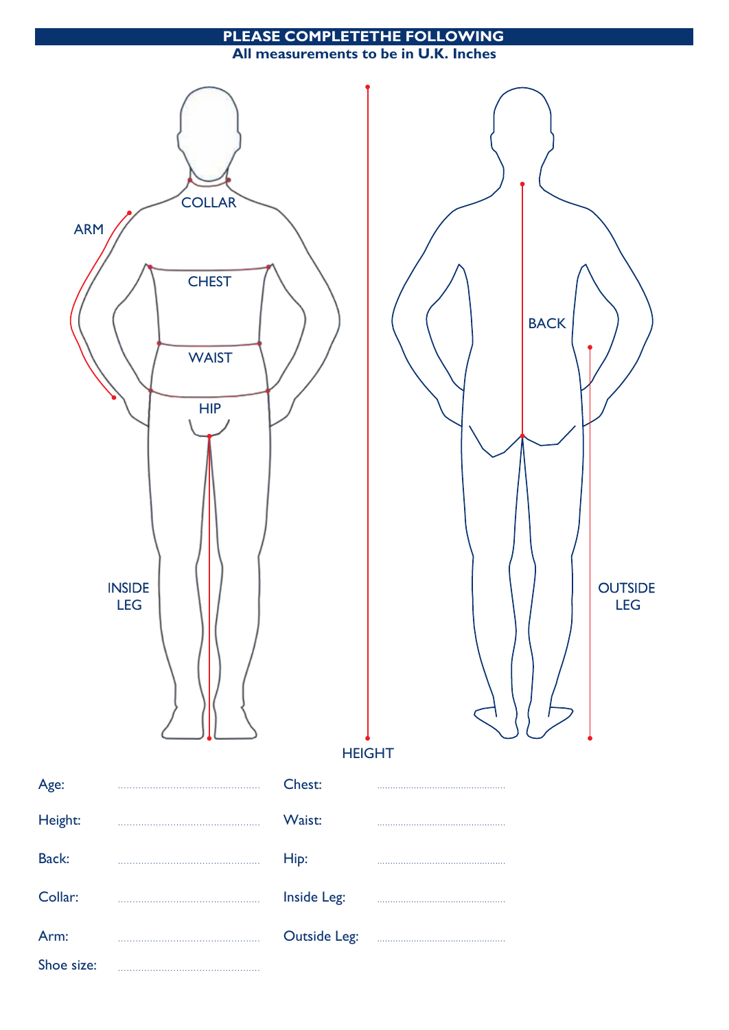## PLEASE COMPLETETHE FOLLOWING

**All measurements to be in U.K. Inches**

COLLAR

ARM

CHEST

WAIST

HIP

INSIDE LEG

HEIGHT

BACK

OUTSIDE LEG

| | | | |
|---|---|---|---|
| Age: | ................................ | Chest: | ................................ |
| Height: | ................................ | Waist: | ................................ |
| Back: | ................................ | Hip: | ................................ |
| Collar: | ................................ | Inside Leg: | ................................ |
| Arm: | ................................ | Outside Leg: | ................................ |
| Shoe size: | ................................ | | |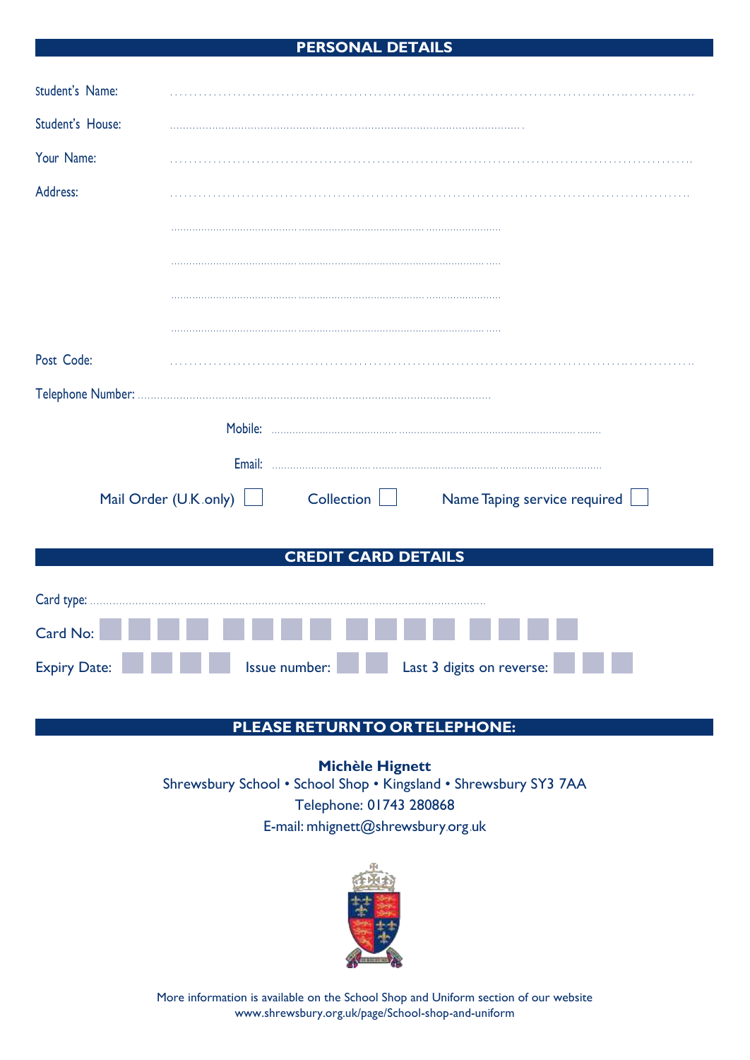## PERSONAL DETAILS

Student's Name: ..............................................................................................................

Student's House: ..............................................................................................................

Your Name: ..............................................................................................................

Address: ..............................................................................................................

..............................................................................................................

..............................................................................................................

..............................................................................................................

..............................................................................................................

Post Code: ..............................................................................................................

Telephone Number: ..............................................................................................................

Mobile: ..............................................................................................................

Email: ..............................................................................................................

Mail Order (U.K. only) ☐ Collection ☐ Name Taping service required ☐

## CREDIT CARD DETAILS

Card type: ..............................................................................................................

Card No: ☐☐☐☐ ☐☐☐☐ ☐☐☐☐ ☐☐☐☐

Expiry Date: ☐☐☐☐ Issue number: ☐☐ Last 3 digits on reverse: ☐☐☐

## PLEASE RETURN TO OR TELEPHONE:

**Michèle Hignett**

Shrewsbury School • School Shop • Kingsland • Shrewsbury SY3 7AA

Telephone: 01743 280868

E-mail: mhignett@shrewsbury.org.uk

More information is available on the School Shop and Uniform section of our website
www.shrewsbury.org.uk/page/School-shop-and-uniform